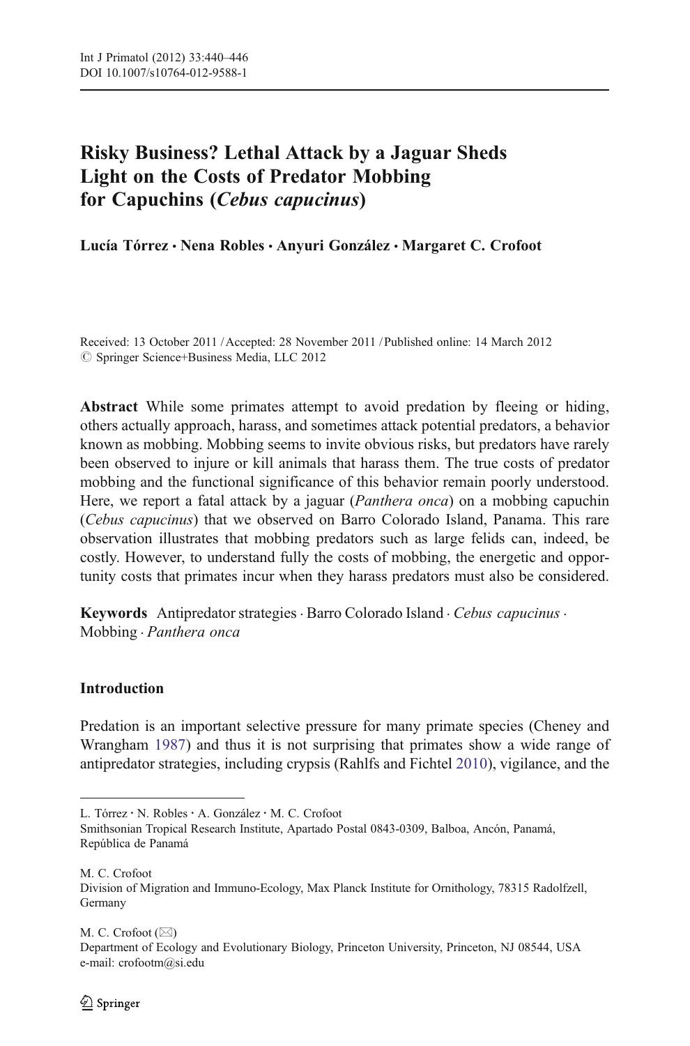# Risky Business? Lethal Attack by a Jaguar Sheds Light on the Costs of Predator Mobbing for Capuchins (*Cebus capucinus*)

**Lucía Tórrez · Nena Robles · Anyuri González · Margaret C. Crofoot**

Received: 13 October 2011 / Accepted: 28 November 2011 / Published online: 14 March 2012
© Springer Science+Business Media, LLC 2012

**Abstract** While some primates attempt to avoid predation by fleeing or hiding, others actually approach, harass, and sometimes attack potential predators, a behavior known as mobbing. Mobbing seems to invite obvious risks, but predators have rarely been observed to injure or kill animals that harass them. The true costs of predator mobbing and the functional significance of this behavior remain poorly understood. Here, we report a fatal attack by a jaguar (*Panthera onca*) on a mobbing capuchin (*Cebus capucinus*) that we observed on Barro Colorado Island, Panama. This rare observation illustrates that mobbing predators such as large felids can, indeed, be costly. However, to understand fully the costs of mobbing, the energetic and opportunity costs that primates incur when they harass predators must also be considered.

**Keywords** Antipredator strategies · Barro Colorado Island · *Cebus capucinus* · Mobbing · *Panthera onca*

## Introduction

Predation is an important selective pressure for many primate species (Cheney and Wrangham 1987) and thus it is not surprising that primates show a wide range of antipredator strategies, including crypsis (Rahlfs and Fichtel 2010), vigilance, and the

---

L. Tórrez · N. Robles · A. González · M. C. Crofoot
Smithsonian Tropical Research Institute, Apartado Postal 0843-0309, Balboa, Ancón, Panamá, República de Panamá

M. C. Crofoot
Division of Migration and Immuno-Ecology, Max Planck Institute for Ornithology, 78315 Radolfzell, Germany

M. C. Crofoot (✉)
Department of Ecology and Evolutionary Biology, Princeton University, Princeton, NJ 08544, USA
e-mail: crofootm@si.edu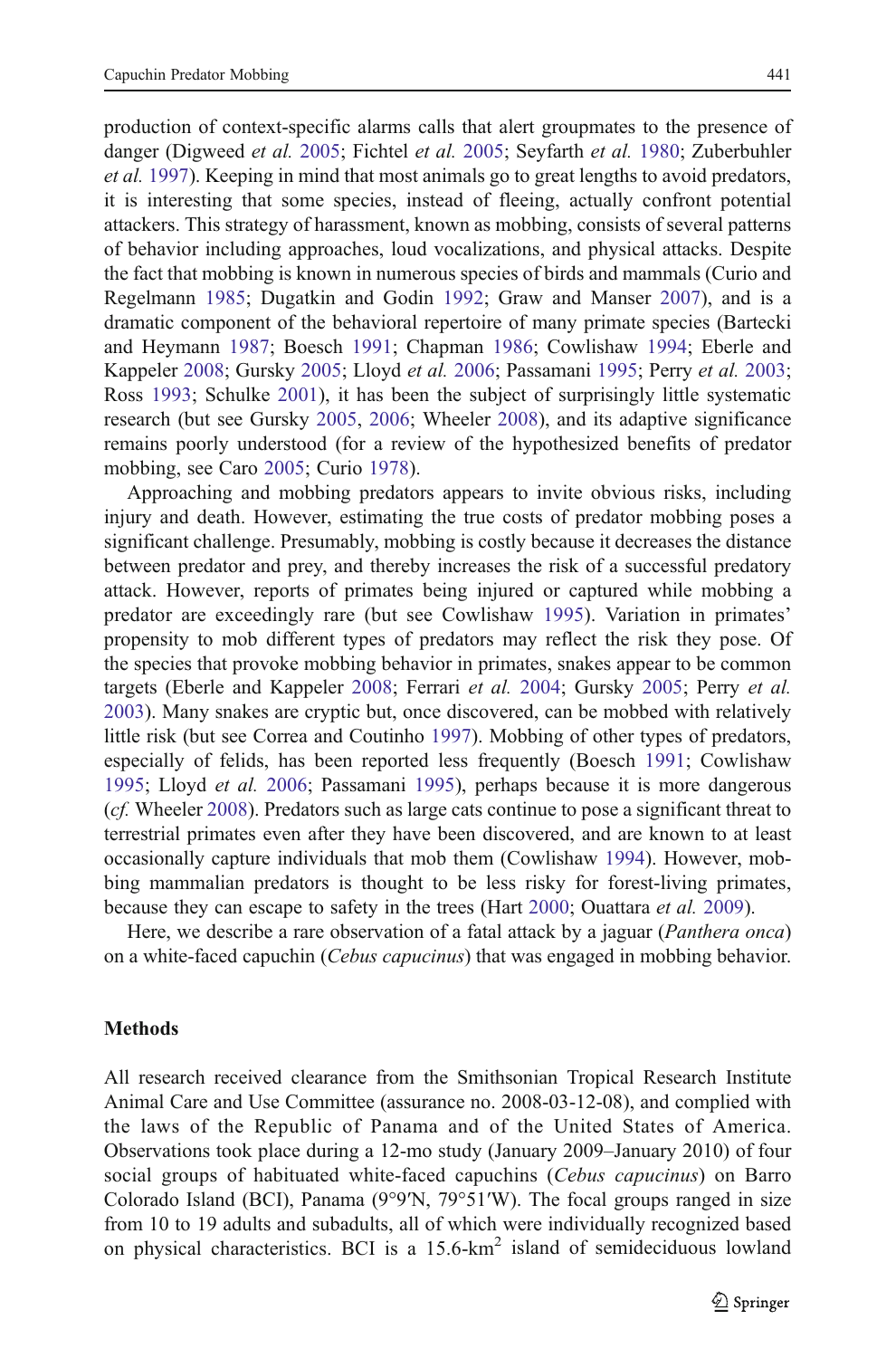production of context-specific alarms calls that alert groupmates to the presence of danger (Digweed *et al.* 2005; Fichtel *et al.* 2005; Seyfarth *et al.* 1980; Zuberbuhler *et al.* 1997). Keeping in mind that most animals go to great lengths to avoid predators, it is interesting that some species, instead of fleeing, actually confront potential attackers. This strategy of harassment, known as mobbing, consists of several patterns of behavior including approaches, loud vocalizations, and physical attacks. Despite the fact that mobbing is known in numerous species of birds and mammals (Curio and Regelmann 1985; Dugatkin and Godin 1992; Graw and Manser 2007), and is a dramatic component of the behavioral repertoire of many primate species (Bartecki and Heymann 1987; Boesch 1991; Chapman 1986; Cowlishaw 1994; Eberle and Kappeler 2008; Gursky 2005; Lloyd *et al.* 2006; Passamani 1995; Perry *et al.* 2003; Ross 1993; Schulke 2001), it has been the subject of surprisingly little systematic research (but see Gursky 2005, 2006; Wheeler 2008), and its adaptive significance remains poorly understood (for a review of the hypothesized benefits of predator mobbing, see Caro 2005; Curio 1978).

Approaching and mobbing predators appears to invite obvious risks, including injury and death. However, estimating the true costs of predator mobbing poses a significant challenge. Presumably, mobbing is costly because it decreases the distance between predator and prey, and thereby increases the risk of a successful predatory attack. However, reports of primates being injured or captured while mobbing a predator are exceedingly rare (but see Cowlishaw 1995). Variation in primates' propensity to mob different types of predators may reflect the risk they pose. Of the species that provoke mobbing behavior in primates, snakes appear to be common targets (Eberle and Kappeler 2008; Ferrari *et al.* 2004; Gursky 2005; Perry *et al.* 2003). Many snakes are cryptic but, once discovered, can be mobbed with relatively little risk (but see Correa and Coutinho 1997). Mobbing of other types of predators, especially of felids, has been reported less frequently (Boesch 1991; Cowlishaw 1995; Lloyd *et al.* 2006; Passamani 1995), perhaps because it is more dangerous (*cf.* Wheeler 2008). Predators such as large cats continue to pose a significant threat to terrestrial primates even after they have been discovered, and are known to at least occasionally capture individuals that mob them (Cowlishaw 1994). However, mobbing mammalian predators is thought to be less risky for forest-living primates, because they can escape to safety in the trees (Hart 2000; Ouattara *et al.* 2009).

Here, we describe a rare observation of a fatal attack by a jaguar (*Panthera onca*) on a white-faced capuchin (*Cebus capucinus*) that was engaged in mobbing behavior.

## Methods

All research received clearance from the Smithsonian Tropical Research Institute Animal Care and Use Committee (assurance no. 2008-03-12-08), and complied with the laws of the Republic of Panama and of the United States of America. Observations took place during a 12-mo study (January 2009–January 2010) of four social groups of habituated white-faced capuchins (*Cebus capucinus*) on Barro Colorado Island (BCI), Panama (9°9′N, 79°51′W). The focal groups ranged in size from 10 to 19 adults and subadults, all of which were individually recognized based on physical characteristics. BCI is a 15.6-km$^2$ island of semideciduous lowland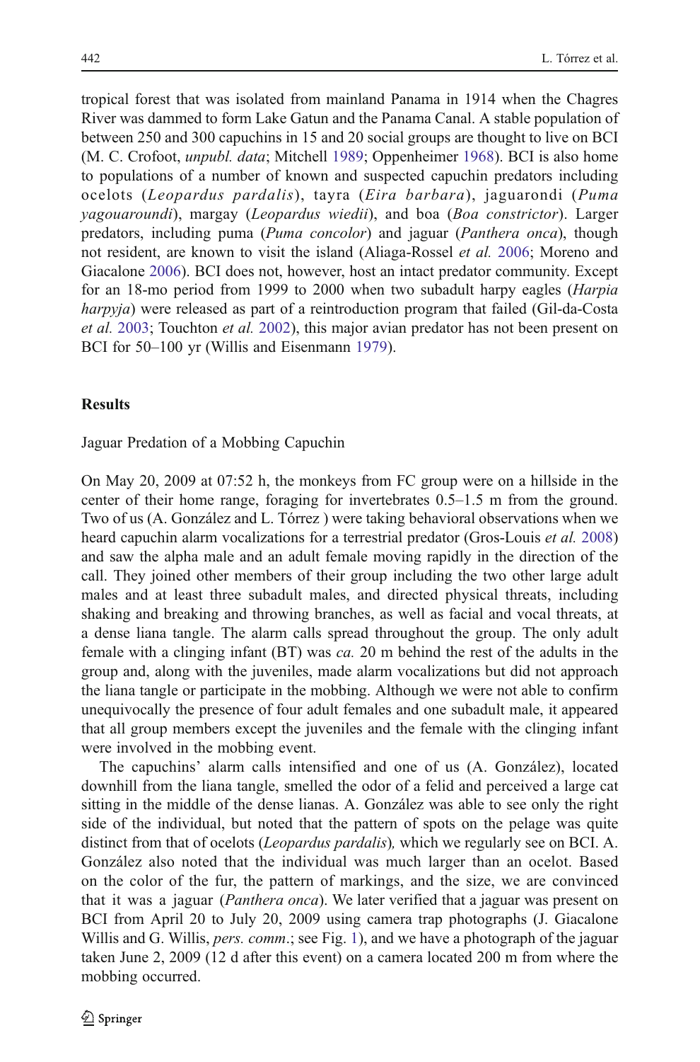tropical forest that was isolated from mainland Panama in 1914 when the Chagres River was dammed to form Lake Gatun and the Panama Canal. A stable population of between 250 and 300 capuchins in 15 and 20 social groups are thought to live on BCI (M. C. Crofoot, *unpubl. data*; Mitchell 1989; Oppenheimer 1968). BCI is also home to populations of a number of known and suspected capuchin predators including ocelots (*Leopardus pardalis*), tayra (*Eira barbara*), jaguarondi (*Puma yagouaroundi*), margay (*Leopardus wiedii*), and boa (*Boa constrictor*). Larger predators, including puma (*Puma concolor*) and jaguar (*Panthera onca*), though not resident, are known to visit the island (Aliaga-Rossel *et al.* 2006; Moreno and Giacalone 2006). BCI does not, however, host an intact predator community. Except for an 18-mo period from 1999 to 2000 when two subadult harpy eagles (*Harpia harpyja*) were released as part of a reintroduction program that failed (Gil-da-Costa *et al.* 2003; Touchton *et al.* 2002), this major avian predator has not been present on BCI for 50–100 yr (Willis and Eisenmann 1979).

## Results

### Jaguar Predation of a Mobbing Capuchin

On May 20, 2009 at 07:52 h, the monkeys from FC group were on a hillside in the center of their home range, foraging for invertebrates 0.5–1.5 m from the ground. Two of us (A. González and L. Tórrez ) were taking behavioral observations when we heard capuchin alarm vocalizations for a terrestrial predator (Gros-Louis *et al.* 2008) and saw the alpha male and an adult female moving rapidly in the direction of the call. They joined other members of their group including the two other large adult males and at least three subadult males, and directed physical threats, including shaking and breaking and throwing branches, as well as facial and vocal threats, at a dense liana tangle. The alarm calls spread throughout the group. The only adult female with a clinging infant (BT) was *ca.* 20 m behind the rest of the adults in the group and, along with the juveniles, made alarm vocalizations but did not approach the liana tangle or participate in the mobbing. Although we were not able to confirm unequivocally the presence of four adult females and one subadult male, it appeared that all group members except the juveniles and the female with the clinging infant were involved in the mobbing event.

The capuchins' alarm calls intensified and one of us (A. González), located downhill from the liana tangle, smelled the odor of a felid and perceived a large cat sitting in the middle of the dense lianas. A. González was able to see only the right side of the individual, but noted that the pattern of spots on the pelage was quite distinct from that of ocelots (*Leopardus pardalis*)*,* which we regularly see on BCI. A. González also noted that the individual was much larger than an ocelot. Based on the color of the fur, the pattern of markings, and the size, we are convinced that it was a jaguar (*Panthera onca*). We later verified that a jaguar was present on BCI from April 20 to July 20, 2009 using camera trap photographs (J. Giacalone Willis and G. Willis, *pers. comm.*; see Fig. 1), and we have a photograph of the jaguar taken June 2, 2009 (12 d after this event) on a camera located 200 m from where the mobbing occurred.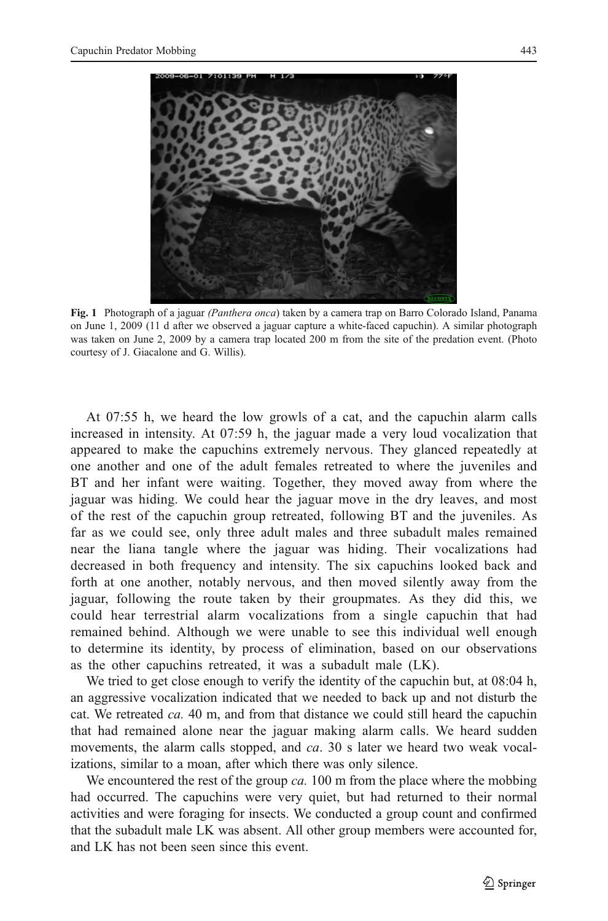**Fig. 1** Photograph of a jaguar *(Panthera onca)* taken by a camera trap on Barro Colorado Island, Panama on June 1, 2009 (11 d after we observed a jaguar capture a white-faced capuchin). A similar photograph was taken on June 2, 2009 by a camera trap located 200 m from the site of the predation event. (Photo courtesy of J. Giacalone and G. Willis).

At 07:55 h, we heard the low growls of a cat, and the capuchin alarm calls increased in intensity. At 07:59 h, the jaguar made a very loud vocalization that appeared to make the capuchins extremely nervous. They glanced repeatedly at one another and one of the adult females retreated to where the juveniles and BT and her infant were waiting. Together, they moved away from where the jaguar was hiding. We could hear the jaguar move in the dry leaves, and most of the rest of the capuchin group retreated, following BT and the juveniles. As far as we could see, only three adult males and three subadult males remained near the liana tangle where the jaguar was hiding. Their vocalizations had decreased in both frequency and intensity. The six capuchins looked back and forth at one another, notably nervous, and then moved silently away from the jaguar, following the route taken by their groupmates. As they did this, we could hear terrestrial alarm vocalizations from a single capuchin that had remained behind. Although we were unable to see this individual well enough to determine its identity, by process of elimination, based on our observations as the other capuchins retreated, it was a subadult male (LK).

We tried to get close enough to verify the identity of the capuchin but, at 08:04 h, an aggressive vocalization indicated that we needed to back up and not disturb the cat. We retreated *ca.* 40 m, and from that distance we could still heard the capuchin that had remained alone near the jaguar making alarm calls. We heard sudden movements, the alarm calls stopped, and *ca*. 30 s later we heard two weak vocalizations, similar to a moan, after which there was only silence.

We encountered the rest of the group *ca.* 100 m from the place where the mobbing had occurred. The capuchins were very quiet, but had returned to their normal activities and were foraging for insects. We conducted a group count and confirmed that the subadult male LK was absent. All other group members were accounted for, and LK has not been seen since this event.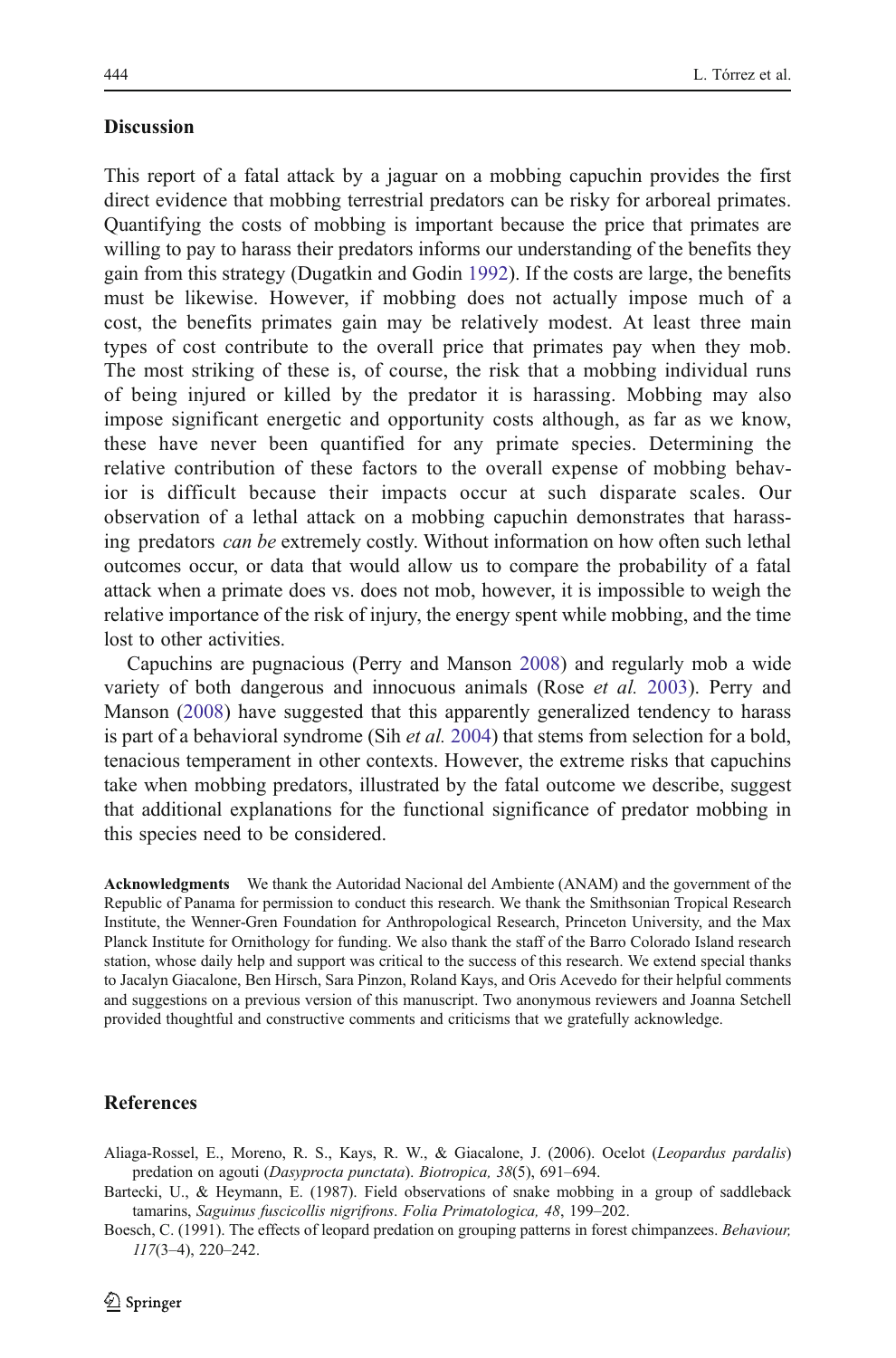## Discussion

This report of a fatal attack by a jaguar on a mobbing capuchin provides the first direct evidence that mobbing terrestrial predators can be risky for arboreal primates. Quantifying the costs of mobbing is important because the price that primates are willing to pay to harass their predators informs our understanding of the benefits they gain from this strategy (Dugatkin and Godin 1992). If the costs are large, the benefits must be likewise. However, if mobbing does not actually impose much of a cost, the benefits primates gain may be relatively modest. At least three main types of cost contribute to the overall price that primates pay when they mob. The most striking of these is, of course, the risk that a mobbing individual runs of being injured or killed by the predator it is harassing. Mobbing may also impose significant energetic and opportunity costs although, as far as we know, these have never been quantified for any primate species. Determining the relative contribution of these factors to the overall expense of mobbing behavior is difficult because their impacts occur at such disparate scales. Our observation of a lethal attack on a mobbing capuchin demonstrates that harassing predators *can be* extremely costly. Without information on how often such lethal outcomes occur, or data that would allow us to compare the probability of a fatal attack when a primate does vs. does not mob, however, it is impossible to weigh the relative importance of the risk of injury, the energy spent while mobbing, and the time lost to other activities.

Capuchins are pugnacious (Perry and Manson 2008) and regularly mob a wide variety of both dangerous and innocuous animals (Rose *et al.* 2003). Perry and Manson (2008) have suggested that this apparently generalized tendency to harass is part of a behavioral syndrome (Sih *et al.* 2004) that stems from selection for a bold, tenacious temperament in other contexts. However, the extreme risks that capuchins take when mobbing predators, illustrated by the fatal outcome we describe, suggest that additional explanations for the functional significance of predator mobbing in this species need to be considered.

**Acknowledgments** We thank the Autoridad Nacional del Ambiente (ANAM) and the government of the Republic of Panama for permission to conduct this research. We thank the Smithsonian Tropical Research Institute, the Wenner-Gren Foundation for Anthropological Research, Princeton University, and the Max Planck Institute for Ornithology for funding. We also thank the staff of the Barro Colorado Island research station, whose daily help and support was critical to the success of this research. We extend special thanks to Jacalyn Giacalone, Ben Hirsch, Sara Pinzon, Roland Kays, and Oris Acevedo for their helpful comments and suggestions on a previous version of this manuscript. Two anonymous reviewers and Joanna Setchell provided thoughtful and constructive comments and criticisms that we gratefully acknowledge.

## References

Aliaga-Rossel, E., Moreno, R. S., Kays, R. W., & Giacalone, J. (2006). Ocelot (*Leopardus pardalis*) predation on agouti (*Dasyprocta punctata*). *Biotropica, 38*(5), 691–694.

Bartecki, U., & Heymann, E. (1987). Field observations of snake mobbing in a group of saddleback tamarins, *Saguinus fuscicollis nigrifrons*. *Folia Primatologica, 48*, 199–202.

Boesch, C. (1991). The effects of leopard predation on grouping patterns in forest chimpanzees. *Behaviour, 117*(3–4), 220–242.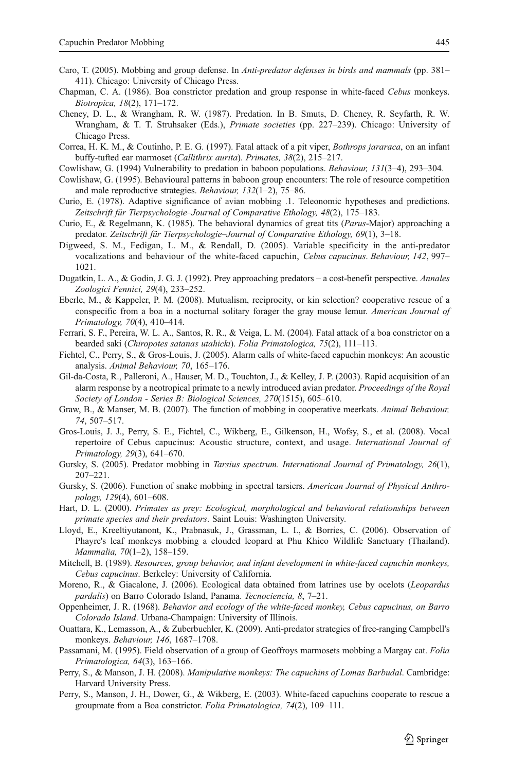Caro, T. (2005). Mobbing and group defense. In *Anti-predator defenses in birds and mammals* (pp. 381–411). Chicago: University of Chicago Press.

Chapman, C. A. (1986). Boa constrictor predation and group response in white-faced *Cebus* monkeys. *Biotropica, 18*(2), 171–172.

Cheney, D. L., & Wrangham, R. W. (1987). Predation. In B. Smuts, D. Cheney, R. Seyfarth, R. W. Wrangham, & T. T. Struhsaker (Eds.), *Primate societies* (pp. 227–239). Chicago: University of Chicago Press.

Correa, H. K. M., & Coutinho, P. E. G. (1997). Fatal attack of a pit viper, *Bothrops jararaca*, on an infant buffy-tufted ear marmoset (*Callithrix aurita*). *Primates, 38*(2), 215–217.

Cowlishaw, G. (1994) Vulnerability to predation in baboon populations. *Behaviour, 131*(3–4), 293–304.

Cowlishaw, G. (1995). Behavioural patterns in baboon group encounters: The role of resource competition and male reproductive strategies. *Behaviour, 132*(1–2), 75–86.

Curio, E. (1978). Adaptive significance of avian mobbing .1. Teleonomic hypotheses and predictions. *Zeitschrift für Tierpsychologie–Journal of Comparative Ethology, 48*(2), 175–183.

Curio, E., & Regelmann, K. (1985). The behavioral dynamics of great tits (*Parus*-Major) approaching a predator. *Zeitschrift für Tierpsychologie–Journal of Comparative Ethology, 69*(1), 3–18.

Digweed, S. M., Fedigan, L. M., & Rendall, D. (2005). Variable specificity in the anti-predator vocalizations and behaviour of the white-faced capuchin, *Cebus capucinus*. *Behaviour, 142*, 997–1021.

Dugatkin, L. A., & Godin, J. G. J. (1992). Prey approaching predators – a cost-benefit perspective. *Annales Zoologici Fennici, 29*(4), 233–252.

Eberle, M., & Kappeler, P. M. (2008). Mutualism, reciprocity, or kin selection? cooperative rescue of a conspecific from a boa in a nocturnal solitary forager the gray mouse lemur. *American Journal of Primatology, 70*(4), 410–414.

Ferrari, S. F., Pereira, W. L. A., Santos, R. R., & Veiga, L. M. (2004). Fatal attack of a boa constrictor on a bearded saki (*Chiropotes satanas utahicki*). *Folia Primatologica, 75*(2), 111–113.

Fichtel, C., Perry, S., & Gros-Louis, J. (2005). Alarm calls of white-faced capuchin monkeys: An acoustic analysis. *Animal Behaviour, 70*, 165–176.

Gil-da-Costa, R., Palleroni, A., Hauser, M. D., Touchton, J., & Kelley, J. P. (2003). Rapid acquisition of an alarm response by a neotropical primate to a newly introduced avian predator. *Proceedings of the Royal Society of London - Series B: Biological Sciences, 270*(1515), 605–610.

Graw, B., & Manser, M. B. (2007). The function of mobbing in cooperative meerkats. *Animal Behaviour, 74*, 507–517.

Gros-Louis, J. J., Perry, S. E., Fichtel, C., Wikberg, E., Gilkenson, H., Wofsy, S., et al. (2008). Vocal repertoire of Cebus capucinus: Acoustic structure, context, and usage. *International Journal of Primatology, 29*(3), 641–670.

Gursky, S. (2005). Predator mobbing in *Tarsius spectrum*. *International Journal of Primatology, 26*(1), 207–221.

Gursky, S. (2006). Function of snake mobbing in spectral tarsiers. *American Journal of Physical Anthropology, 129*(4), 601–608.

Hart, D. L. (2000). *Primates as prey: Ecological, morphological and behavioral relationships between primate species and their predators*. Saint Louis: Washington University.

Lloyd, E., Kreeltiyutanont, K., Prabnasuk, J., Grassman, L. I., & Borries, C. (2006). Observation of Phayre's leaf monkeys mobbing a clouded leopard at Phu Khieo Wildlife Sanctuary (Thailand). *Mammalia, 70*(1–2), 158–159.

Mitchell, B. (1989). *Resources, group behavior, and infant development in white-faced capuchin monkeys, Cebus capucinus*. Berkeley: University of California.

Moreno, R., & Giacalone, J. (2006). Ecological data obtained from latrines use by ocelots (*Leopardus pardalis*) on Barro Colorado Island, Panama. *Tecnociencia, 8*, 7–21.

Oppenheimer, J. R. (1968). *Behavior and ecology of the white-faced monkey, Cebus capucinus, on Barro Colorado Island*. Urbana-Champaign: University of Illinois.

Ouattara, K., Lemasson, A., & Zuberbuehler, K. (2009). Anti-predator strategies of free-ranging Campbell's monkeys. *Behaviour, 146*, 1687–1708.

Passamani, M. (1995). Field observation of a group of Geoffroys marmosets mobbing a Margay cat. *Folia Primatologica, 64*(3), 163–166.

Perry, S., & Manson, J. H. (2008). *Manipulative monkeys: The capuchins of Lomas Barbudal*. Cambridge: Harvard University Press.

Perry, S., Manson, J. H., Dower, G., & Wikberg, E. (2003). White-faced capuchins cooperate to rescue a groupmate from a Boa constrictor. *Folia Primatologica, 74*(2), 109–111.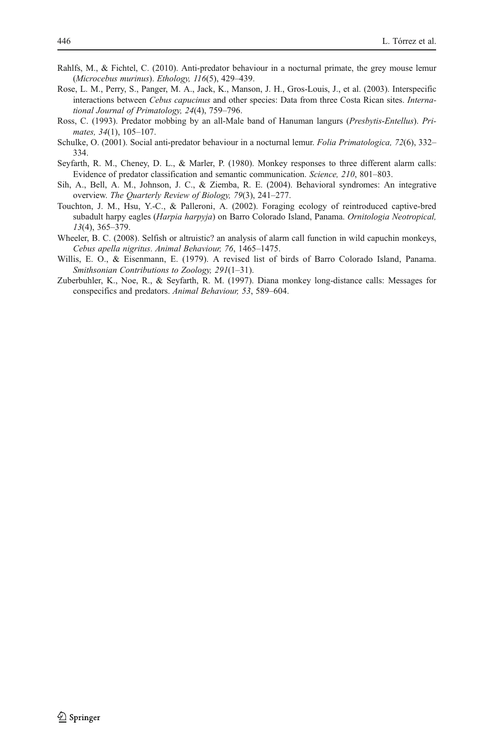Rahlfs, M., & Fichtel, C. (2010). Anti-predator behaviour in a nocturnal primate, the grey mouse lemur (*Microcebus murinus*). *Ethology, 116*(5), 429–439.

Rose, L. M., Perry, S., Panger, M. A., Jack, K., Manson, J. H., Gros-Louis, J., et al. (2003). Interspecific interactions between *Cebus capucinus* and other species: Data from three Costa Rican sites. *International Journal of Primatology, 24*(4), 759–796.

Ross, C. (1993). Predator mobbing by an all-Male band of Hanuman langurs (*Presbytis-Entellus*). *Primates, 34*(1), 105–107.

Schulke, O. (2001). Social anti-predator behaviour in a nocturnal lemur. *Folia Primatologica, 72*(6), 332–334.

Seyfarth, R. M., Cheney, D. L., & Marler, P. (1980). Monkey responses to three different alarm calls: Evidence of predator classification and semantic communication. *Science, 210*, 801–803.

Sih, A., Bell, A. M., Johnson, J. C., & Ziemba, R. E. (2004). Behavioral syndromes: An integrative overview. *The Quarterly Review of Biology, 79*(3), 241–277.

Touchton, J. M., Hsu, Y.-C., & Palleroni, A. (2002). Foraging ecology of reintroduced captive-bred subadult harpy eagles (*Harpia harpyja*) on Barro Colorado Island, Panama. *Ornitologia Neotropical, 13*(4), 365–379.

Wheeler, B. C. (2008). Selfish or altruistic? an analysis of alarm call function in wild capuchin monkeys, *Cebus apella nigritus*. *Animal Behaviour, 76*, 1465–1475.

Willis, E. O., & Eisenmann, E. (1979). A revised list of birds of Barro Colorado Island, Panama. *Smithsonian Contributions to Zoology, 291*(1–31).

Zuberbuhler, K., Noe, R., & Seyfarth, R. M. (1997). Diana monkey long-distance calls: Messages for conspecifics and predators. *Animal Behaviour, 53*, 589–604.